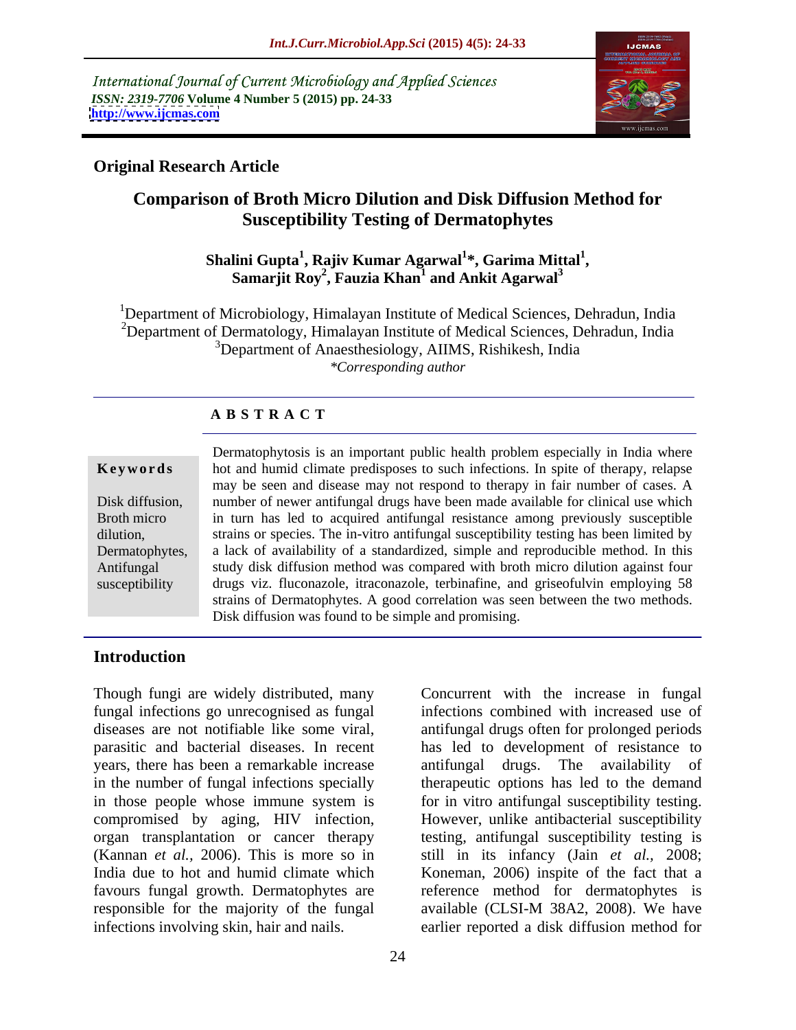International Journal of Current Microbiology and Applied Sciences
*ISSN: 2319-7706* **Volume 4 Number 5 (2015) pp. 24-33**
**http://www.ijcmas.com**

**Original Research Article**

# Comparison of Broth Micro Dilution and Disk Diffusion Method for Susceptibility Testing of Dermatophytes

**Shalini Gupta[1], Rajiv Kumar Agarwal[1]*, Garima Mittal[1], Samarjit Roy[2], Fauzia Khan[1] and Ankit Agarwal[3]**

[1]Department of Microbiology, Himalayan Institute of Medical Sciences, Dehradun, India
[2]Department of Dermatology, Himalayan Institute of Medical Sciences, Dehradun, India
[3]Department of Anaesthesiology, AIIMS, Rishikesh, India
*\*Corresponding author*

## ABSTRACT

**Keywords**

Disk diffusion, Broth micro dilution, Dermatophytes, Antifungal susceptibility

Dermatophytosis is an important public health problem especially in India where hot and humid climate predisposes to such infections. In spite of therapy, relapse may be seen and disease may not respond to therapy in fair number of cases. A number of newer antifungal drugs have been made available for clinical use which in turn has led to acquired antifungal resistance among previously susceptible strains or species. The in-vitro antifungal susceptibility testing has been limited by a lack of availability of a standardized, simple and reproducible method. In this study disk diffusion method was compared with broth micro dilution against four drugs viz. fluconazole, itraconazole, terbinafine, and griseofulvin employing 58 strains of Dermatophytes. A good correlation was seen between the two methods. Disk diffusion was found to be simple and promising.

## Introduction

Though fungi are widely distributed, many fungal infections go unrecognised as fungal diseases are not notifiable like some viral, parasitic and bacterial diseases. In recent years, there has been a remarkable increase in the number of fungal infections specially in those people whose immune system is compromised by aging, HIV infection, organ transplantation or cancer therapy (Kannan *et al.,* 2006). This is more so in India due to hot and humid climate which favours fungal growth. Dermatophytes are responsible for the majority of the fungal infections involving skin, hair and nails.

Concurrent with the increase in fungal infections combined with increased use of antifungal drugs often for prolonged periods has led to development of resistance to antifungal drugs. The availability of therapeutic options has led to the demand for in vitro antifungal susceptibility testing. However, unlike antibacterial susceptibility testing, antifungal susceptibility testing is still in its infancy (Jain *et al.,* 2008; Koneman, 2006) inspite of the fact that a reference method for dermatophytes is available (CLSI-M 38A2, 2008). We have earlier reported a disk diffusion method for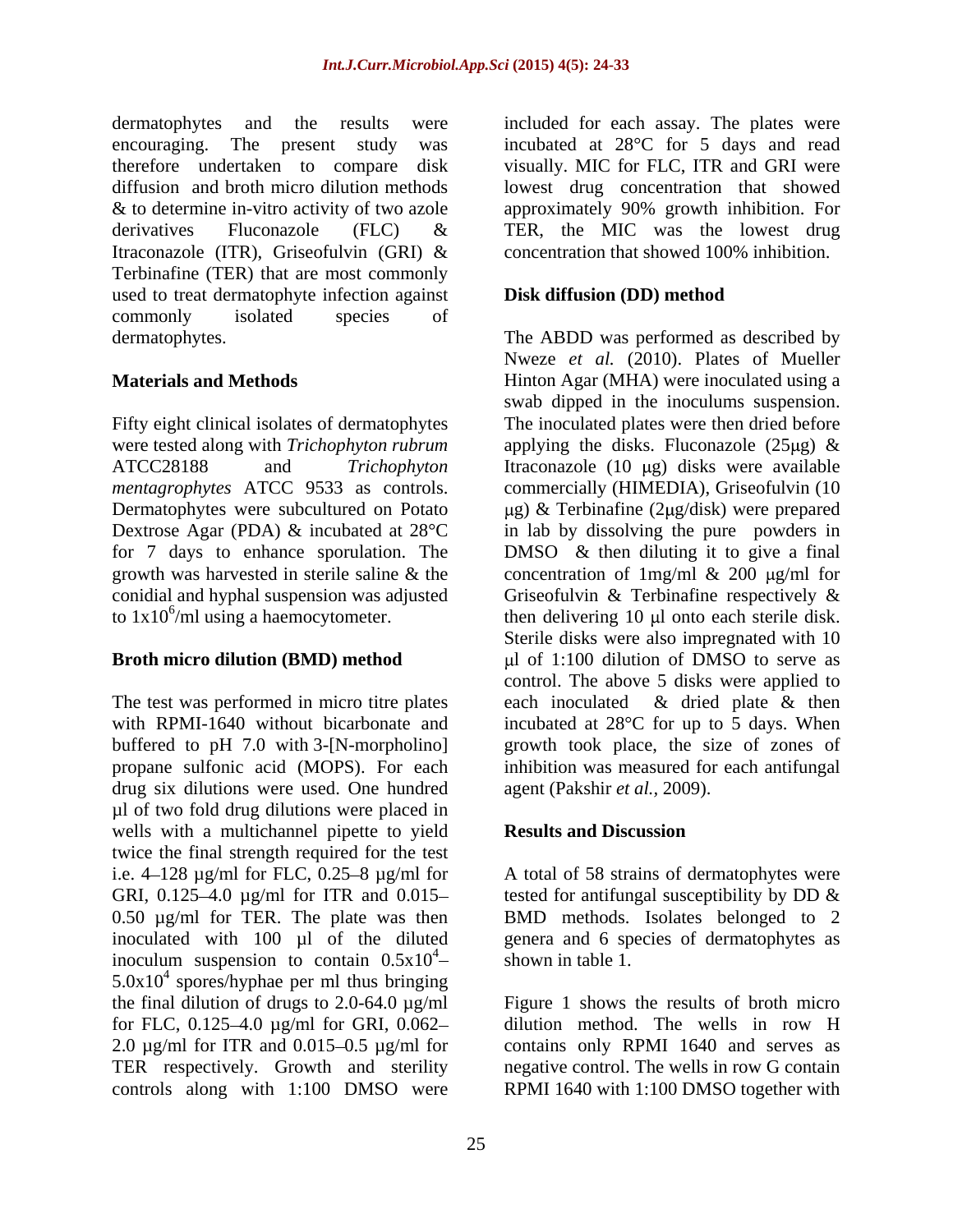dermatophytes and the results were encouraging. The present study was therefore undertaken to compare disk diffusion and broth micro dilution methods & to determine in-vitro activity of two azole derivatives Fluconazole (FLC) & Itraconazole (ITR), Griseofulvin (GRI) & Terbinafine (TER) that are most commonly used to treat dermatophyte infection against commonly isolated species of dermatophytes.

## Materials and Methods

Fifty eight clinical isolates of dermatophytes were tested along with *Trichophyton rubrum* ATCC28188 and *Trichophyton mentagrophytes* ATCC 9533 as controls. Dermatophytes were subcultured on Potato Dextrose Agar (PDA) & incubated at 28°C for 7 days to enhance sporulation. The growth was harvested in sterile saline & the conidial and hyphal suspension was adjusted to $1x10^6$/ml using a haemocytometer.

### Broth micro dilution (BMD) method

The test was performed in micro titre plates with RPMI-1640 without bicarbonate and buffered to pH 7.0 with 3-[N-morpholino] propane sulfonic acid (MOPS). For each drug six dilutions were used. One hundred µl of two fold drug dilutions were placed in wells with a multichannel pipette to yield twice the final strength required for the test i.e. 4–128 µg/ml for FLC, 0.25–8 µg/ml for GRI, 0.125–4.0 µg/ml for ITR and 0.015–0.50 µg/ml for TER. The plate was then inoculated with 100 µl of the diluted inoculum suspension to contain $0.5x10^4$–$5.0x10^4$ spores/hyphae per ml thus bringing the final dilution of drugs to 2.0-64.0 µg/ml for FLC, 0.125–4.0 µg/ml for GRI, 0.062–2.0 µg/ml for ITR and 0.015–0.5 µg/ml for TER respectively. Growth and sterility controls along with 1:100 DMSO were included for each assay. The plates were incubated at 28°C for 5 days and read visually. MIC for FLC, ITR and GRI were lowest drug concentration that showed approximately 90% growth inhibition. For TER, the MIC was the lowest drug concentration that showed 100% inhibition.

### Disk diffusion (DD) method

The ABDD was performed as described by Nweze *et al.* (2010). Plates of Mueller Hinton Agar (MHA) were inoculated using a swab dipped in the inoculums suspension. The inoculated plates were then dried before applying the disks. Fluconazole (25µg) & Itraconazole (10 µg) disks were available commercially (HIMEDIA), Griseofulvin (10 µg) & Terbinafine (2µg/disk) were prepared in lab by dissolving the pure powders in DMSO & then diluting it to give a final concentration of 1mg/ml & 200 µg/ml for Griseofulvin & Terbinafine respectively & then delivering 10 µl onto each sterile disk. Sterile disks were also impregnated with 10 µl of 1:100 dilution of DMSO to serve as control. The above 5 disks were applied to each inoculated & dried plate & then incubated at 28°C for up to 5 days. When growth took place, the size of zones of inhibition was measured for each antifungal agent (Pakshir *et al.,* 2009).

## Results and Discussion

A total of 58 strains of dermatophytes were tested for antifungal susceptibility by DD & BMD methods. Isolates belonged to 2 genera and 6 species of dermatophytes as shown in table 1.

Figure 1 shows the results of broth micro dilution method. The wells in row H contains only RPMI 1640 and serves as negative control. The wells in row G contain RPMI 1640 with 1:100 DMSO together with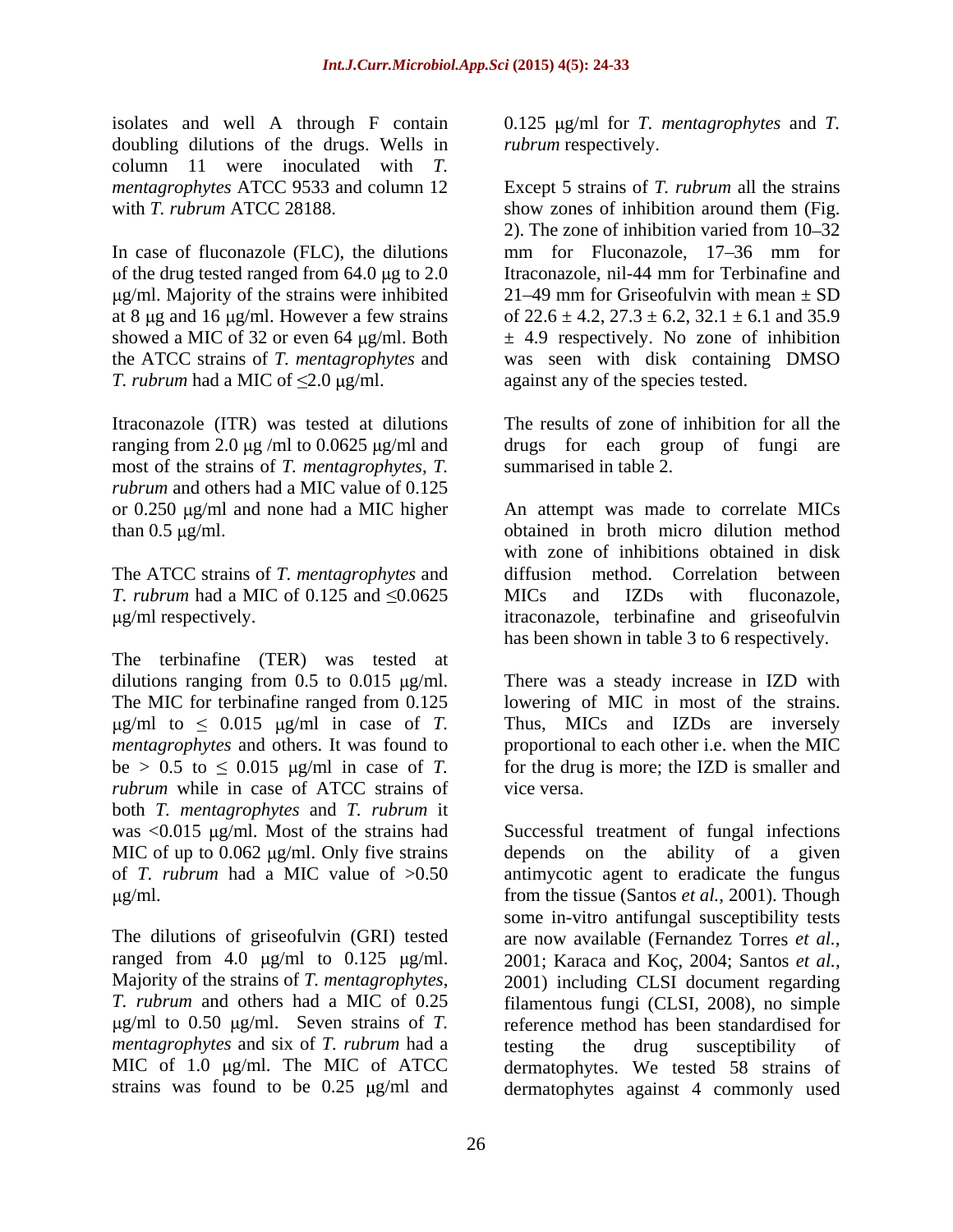isolates and well A through F contain doubling dilutions of the drugs. Wells in column 11 were inoculated with *T. mentagrophytes* ATCC 9533 and column 12 with *T. rubrum* ATCC 28188.

In case of fluconazole (FLC), the dilutions of the drug tested ranged from 64.0 μg to 2.0 μg/ml. Majority of the strains were inhibited at 8 μg and 16 μg/ml. However a few strains showed a MIC of 32 or even 64 μg/ml. Both the ATCC strains of *T. mentagrophytes* and *T. rubrum* had a MIC of ≤2.0 μg/ml.

Itraconazole (ITR) was tested at dilutions ranging from 2.0 μg /ml to 0.0625 μg/ml and most of the strains of *T. mentagrophytes*, *T. rubrum* and others had a MIC value of 0.125 or 0.250 μg/ml and none had a MIC higher than 0.5 μg/ml.

The ATCC strains of *T. mentagrophytes* and *T. rubrum* had a MIC of 0.125 and ≤0.0625 μg/ml respectively.

The terbinafine (TER) was tested at dilutions ranging from 0.5 to 0.015 μg/ml. The MIC for terbinafine ranged from 0.125 μg/ml to ≤ 0.015 μg/ml in case of *T. mentagrophytes* and others. It was found to be > 0.5 to ≤ 0.015 μg/ml in case of *T. rubrum* while in case of ATCC strains of both *T. mentagrophytes* and *T. rubrum* it was <0.015 μg/ml. Most of the strains had MIC of up to 0.062 μg/ml. Only five strains of *T. rubrum* had a MIC value of >0.50 μg/ml.

The dilutions of griseofulvin (GRI) tested ranged from 4.0 μg/ml to 0.125 μg/ml. Majority of the strains of *T. mentagrophytes*, *T. rubrum* and others had a MIC of 0.25 μg/ml to 0.50 μg/ml. Seven strains of *T. mentagrophytes* and six of *T. rubrum* had a MIC of 1.0 μg/ml. The MIC of ATCC strains was found to be 0.25 μg/ml and 0.125 μg/ml for *T. mentagrophytes* and *T. rubrum* respectively.

Except 5 strains of *T. rubrum* all the strains show zones of inhibition around them (Fig. 2). The zone of inhibition varied from 10–32 mm for Fluconazole, 17–36 mm for Itraconazole, nil-44 mm for Terbinafine and 21–49 mm for Griseofulvin with mean ± SD of 22.6 ± 4.2, 27.3 ± 6.2, 32.1 ± 6.1 and 35.9 ± 4.9 respectively. No zone of inhibition was seen with disk containing DMSO against any of the species tested.

The results of zone of inhibition for all the drugs for each group of fungi are summarised in table 2.

An attempt was made to correlate MICs obtained in broth micro dilution method with zone of inhibitions obtained in disk diffusion method. Correlation between MICs and IZDs with fluconazole, itraconazole, terbinafine and griseofulvin has been shown in table 3 to 6 respectively.

There was a steady increase in IZD with lowering of MIC in most of the strains. Thus, MICs and IZDs are inversely proportional to each other i.e. when the MIC for the drug is more; the IZD is smaller and vice versa.

Successful treatment of fungal infections depends on the ability of a given antimycotic agent to eradicate the fungus from the tissue (Santos *et al.,* 2001). Though some in-vitro antifungal susceptibility tests are now available (Fernandez Torres *et al.,* 2001; Karaca and Koç, 2004; Santos *et al.,* 2001) including CLSI document regarding filamentous fungi (CLSI, 2008), no simple reference method has been standardised for testing the drug susceptibility of dermatophytes. We tested 58 strains of dermatophytes against 4 commonly used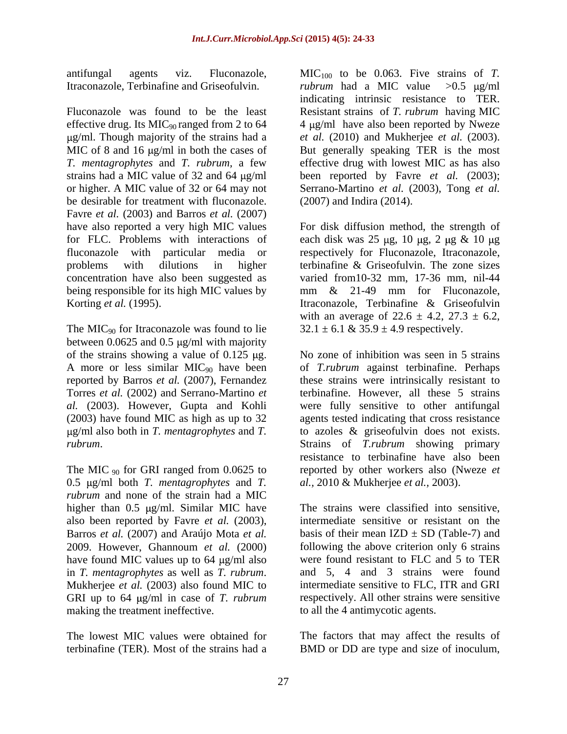antifungal agents viz. Fluconazole, Itraconazole, Terbinafine and Griseofulvin.

Fluconazole was found to be the least effective drug. Its $MIC_{90}$ ranged from 2 to 64 μg/ml. Though majority of the strains had a MIC of 8 and 16 μg/ml in both the cases of *T. mentagrophytes* and *T. rubrum*, a few strains had a MIC value of 32 and 64 μg/ml or higher. A MIC value of 32 or 64 may not be desirable for treatment with fluconazole. Favre *et al.* (2003) and Barros *et al.* (2007) have also reported a very high MIC values for FLC. Problems with interactions of fluconazole with particular media or problems with dilutions in higher concentration have also been suggested as being responsible for its high MIC values by Korting *et al.* (1995).

The $MIC_{90}$ for Itraconazole was found to lie between 0.0625 and 0.5 μg/ml with majority of the strains showing a value of 0.125 μg. A more or less similar $MIC_{90}$ have been reported by Barros *et al.* (2007), Fernandez Torres *et al.* (2002) and Serrano-Martino *et al.* (2003). However, Gupta and Kohli (2003) have found MIC as high as up to 32 μg/ml also both in *T. mentagrophytes* and *T. rubrum*.

The MIC $_{90}$ for GRI ranged from 0.0625 to 0.5 μg/ml both *T. mentagrophytes* and *T. rubrum* and none of the strain had a MIC higher than 0.5 μg/ml. Similar MIC have also been reported by Favre *et al.* (2003), Barros *et al.* (2007) and Araújo Mota *et al.* 2009. However, Ghannoum *et al.* (2000) have found MIC values up to 64 μg/ml also in *T. mentagrophytes* as well as *T. rubrum*. Mukherjee *et al.* (2003) also found MIC to GRI up to 64 μg/ml in case of *T. rubrum* making the treatment ineffective.

The lowest MIC values were obtained for terbinafine (TER). Most of the strains had a $MIC_{100}$ to be 0.063. Five strains of *T. rubrum* had a MIC value >0.5 μg/ml indicating intrinsic resistance to TER. Resistant strains of *T. rubrum* having MIC 4 μg/ml have also been reported by Nweze *et al.* (2010) and Mukherjee *et al.* (2003). But generally speaking TER is the most effective drug with lowest MIC as has also been reported by Favre *et al.* (2003); Serrano-Martino *et al.* (2003), Tong *et al.* (2007) and Indira (2014).

For disk diffusion method, the strength of each disk was 25 μg, 10 μg, 2 μg & 10 μg respectively for Fluconazole, Itraconazole, terbinafine & Griseofulvin. The zone sizes varied from10-32 mm, 17-36 mm, nil-44 mm & 21-49 mm for Fluconazole, Itraconazole, Terbinafine & Griseofulvin with an average of 22.6 ± 4.2, 27.3 ± 6.2, 32.1 ± 6.1 & 35.9 ± 4.9 respectively.

No zone of inhibition was seen in 5 strains of *T.rubrum* against terbinafine. Perhaps these strains were intrinsically resistant to terbinafine. However, all these 5 strains were fully sensitive to other antifungal agents tested indicating that cross resistance to azoles & griseofulvin does not exists. Strains of *T.rubrum* showing primary resistance to terbinafine have also been reported by other workers also (Nweze *et al.,* 2010 & Mukherjee *et al.,* 2003).

The strains were classified into sensitive, intermediate sensitive or resistant on the basis of their mean IZD ± SD (Table-7) and following the above criterion only 6 strains were found resistant to FLC and 5 to TER and 5, 4 and 3 strains were found intermediate sensitive to FLC, ITR and GRI respectively. All other strains were sensitive to all the 4 antimycotic agents.

The factors that may affect the results of BMD or DD are type and size of inoculum,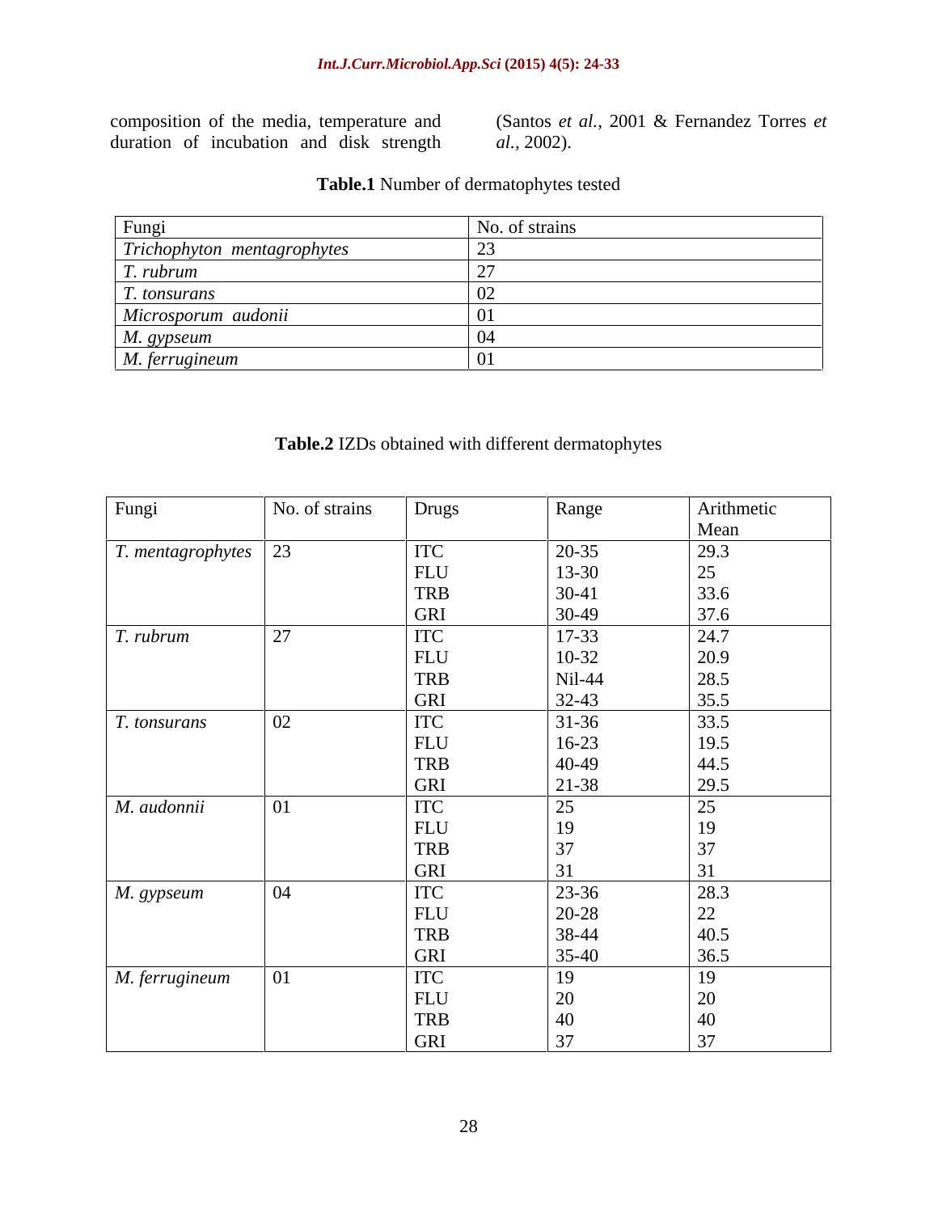composition of the media, temperature and duration of incubation and disk strength (Santos *et al.,* 2001 & Fernandez Torres *et al.,* 2002).

**Table.1** Number of dermatophytes tested

| Fungi | No. of strains |
|---|---|
| *Trichophyton mentagrophytes* | 23 |
| *T. rubrum* | 27 |
| *T. tonsurans* | 02 |
| *Microsporum audonii* | 01 |
| *M. gypseum* | 04 |
| *M. ferrugineum* | 01 |

**Table.2** IZDs obtained with different dermatophytes

| Fungi | No. of strains | Drugs | Range | Arithmetic Mean |
|---|---|---|---|---|
| *T. mentagrophytes* | 23 | ITC | 20-35 | 29.3 |
| | | FLU | 13-30 | 25 |
| | | TRB | 30-41 | 33.6 |
| | | GRI | 30-49 | 37.6 |
| *T. rubrum* | 27 | ITC | 17-33 | 24.7 |
| | | FLU | 10-32 | 20.9 |
| | | TRB | Nil-44 | 28.5 |
| | | GRI | 32-43 | 35.5 |
| *T. tonsurans* | 02 | ITC | 31-36 | 33.5 |
| | | FLU | 16-23 | 19.5 |
| | | TRB | 40-49 | 44.5 |
| | | GRI | 21-38 | 29.5 |
| *M. audonnii* | 01 | ITC | 25 | 25 |
| | | FLU | 19 | 19 |
| | | TRB | 37 | 37 |
| | | GRI | 31 | 31 |
| *M. gypseum* | 04 | ITC | 23-36 | 28.3 |
| | | FLU | 20-28 | 22 |
| | | TRB | 38-44 | 40.5 |
| | | GRI | 35-40 | 36.5 |
| *M. ferrugineum* | 01 | ITC | 19 | 19 |
| | | FLU | 20 | 20 |
| | | TRB | 40 | 40 |
| | | GRI | 37 | 37 |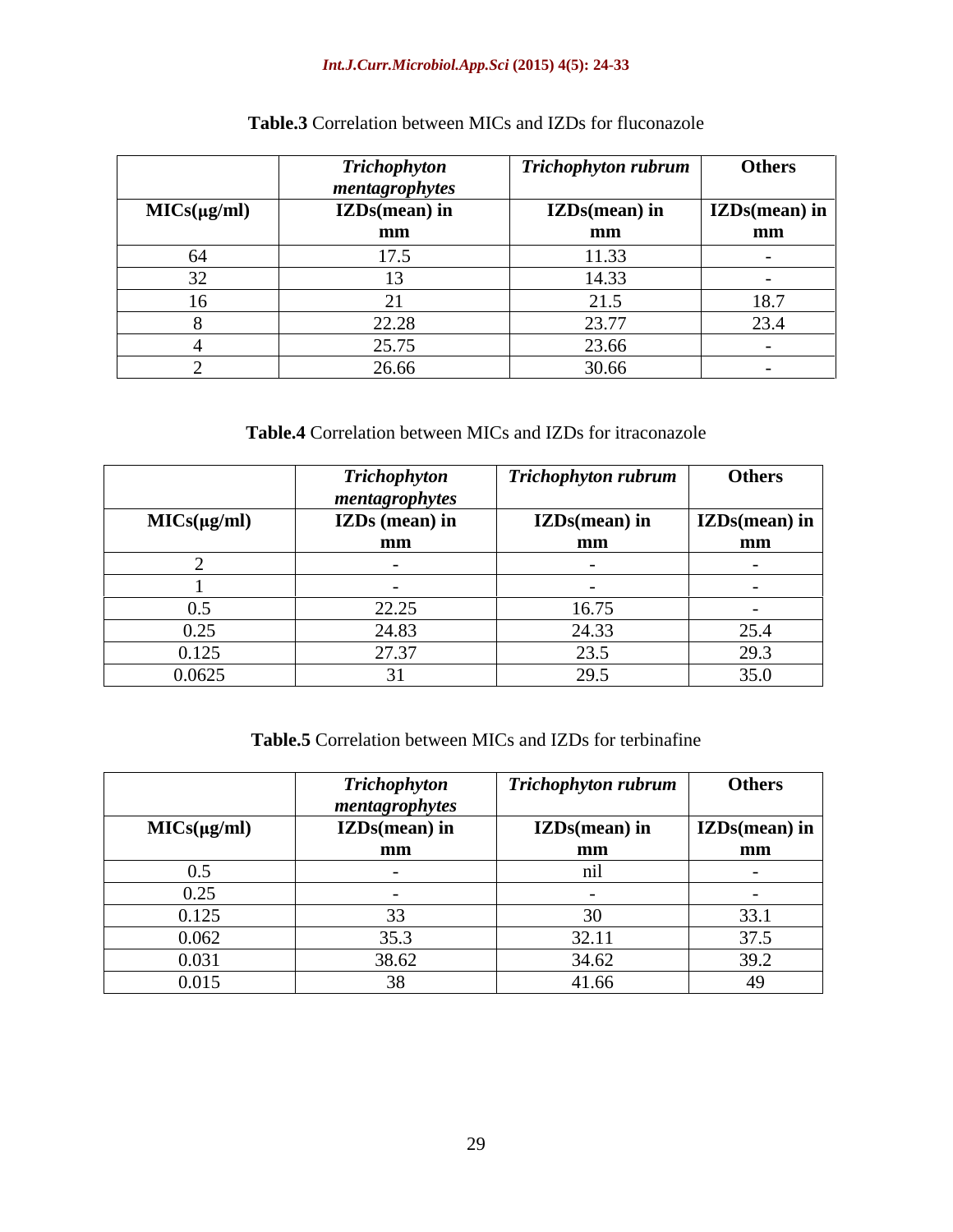**Table.3** Correlation between MICs and IZDs for fluconazole

| | *Trichophyton mentagrophytes* | *Trichophyton rubrum* | Others |
|---|---|---|---|
| MICs(μg/ml) | IZDs(mean) in mm | IZDs(mean) in mm | IZDs(mean) in mm |
| 64 | 17.5 | 11.33 | - |
| 32 | 13 | 14.33 | - |
| 16 | 21 | 21.5 | 18.7 |
| 8 | 22.28 | 23.77 | 23.4 |
| 4 | 25.75 | 23.66 | - |
| 2 | 26.66 | 30.66 | - |

**Table.4** Correlation between MICs and IZDs for itraconazole

| | *Trichophyton mentagrophytes* | *Trichophyton rubrum* | Others |
|---|---|---|---|
| MICs(μg/ml) | IZDs (mean) in mm | IZDs(mean) in mm | IZDs(mean) in mm |
| 2 | - | - | - |
| 1 | - | - | - |
| 0.5 | 22.25 | 16.75 | - |
| 0.25 | 24.83 | 24.33 | 25.4 |
| 0.125 | 27.37 | 23.5 | 29.3 |
| 0.0625 | 31 | 29.5 | 35.0 |

**Table.5** Correlation between MICs and IZDs for terbinafine

| | *Trichophyton mentagrophytes* | *Trichophyton rubrum* | Others |
|---|---|---|---|
| MICs(μg/ml) | IZDs(mean) in mm | IZDs(mean) in mm | IZDs(mean) in mm |
| 0.5 | - | nil | - |
| 0.25 | - | - | - |
| 0.125 | 33 | 30 | 33.1 |
| 0.062 | 35.3 | 32.11 | 37.5 |
| 0.031 | 38.62 | 34.62 | 39.2 |
| 0.015 | 38 | 41.66 | 49 |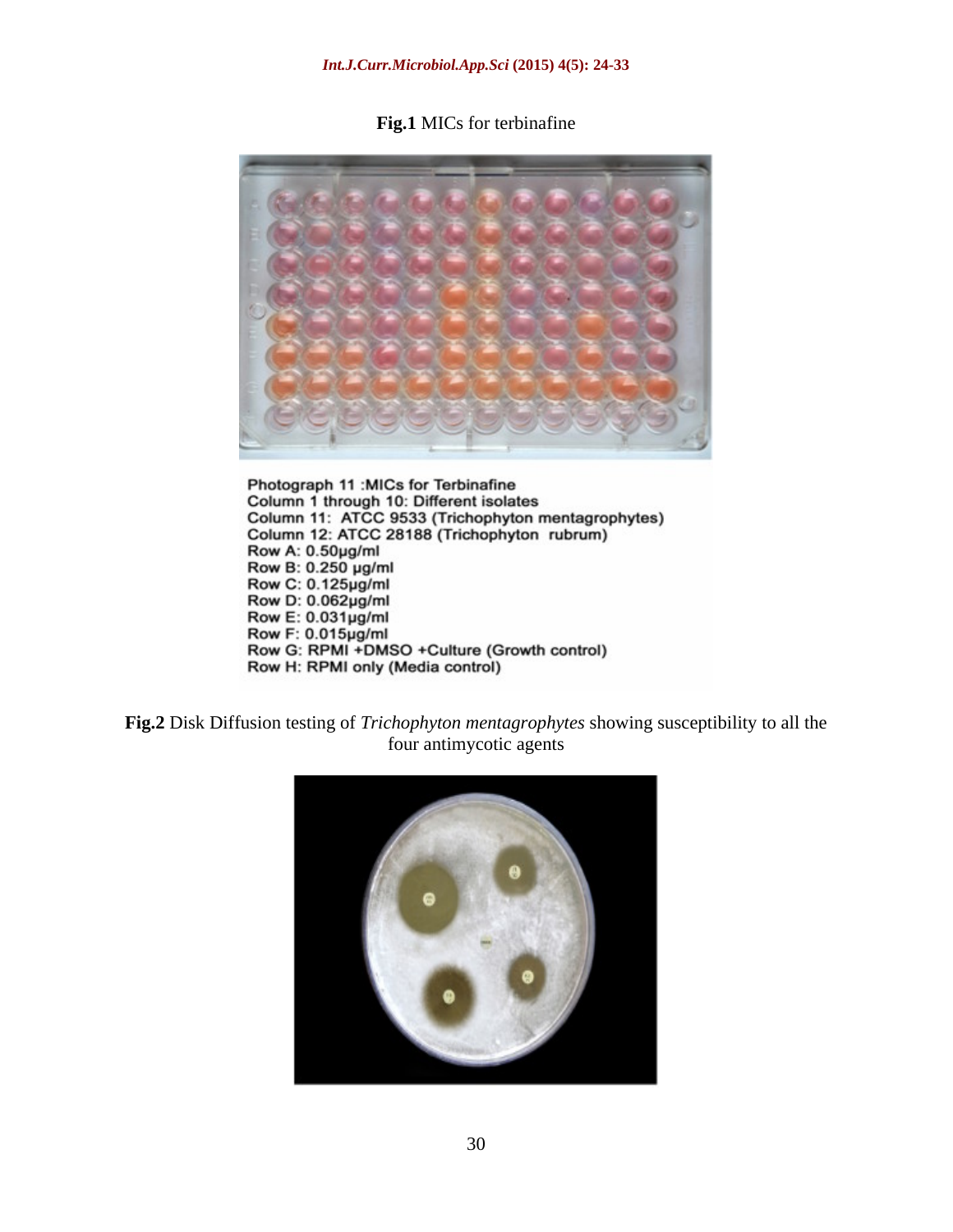**Fig.1** MICs for terbinafine

Photograph 11 :MICs for Terbinafine
Column 1 through 10: Different isolates
Column 11: ATCC 9533 (Trichophyton mentagrophytes)
Column 12: ATCC 28188 (Trichophyton rubrum)
Row A: 0.50µg/ml
Row B: 0.250 µg/ml
Row C: 0.125µg/ml
Row D: 0.062µg/ml
Row E: 0.031µg/ml
Row F: 0.015µg/ml
Row G: RPMI +DMSO +Culture (Growth control)
Row H: RPMI only (Media control)

**Fig.2** Disk Diffusion testing of *Trichophyton mentagrophytes* showing susceptibility to all the four antimycotic agents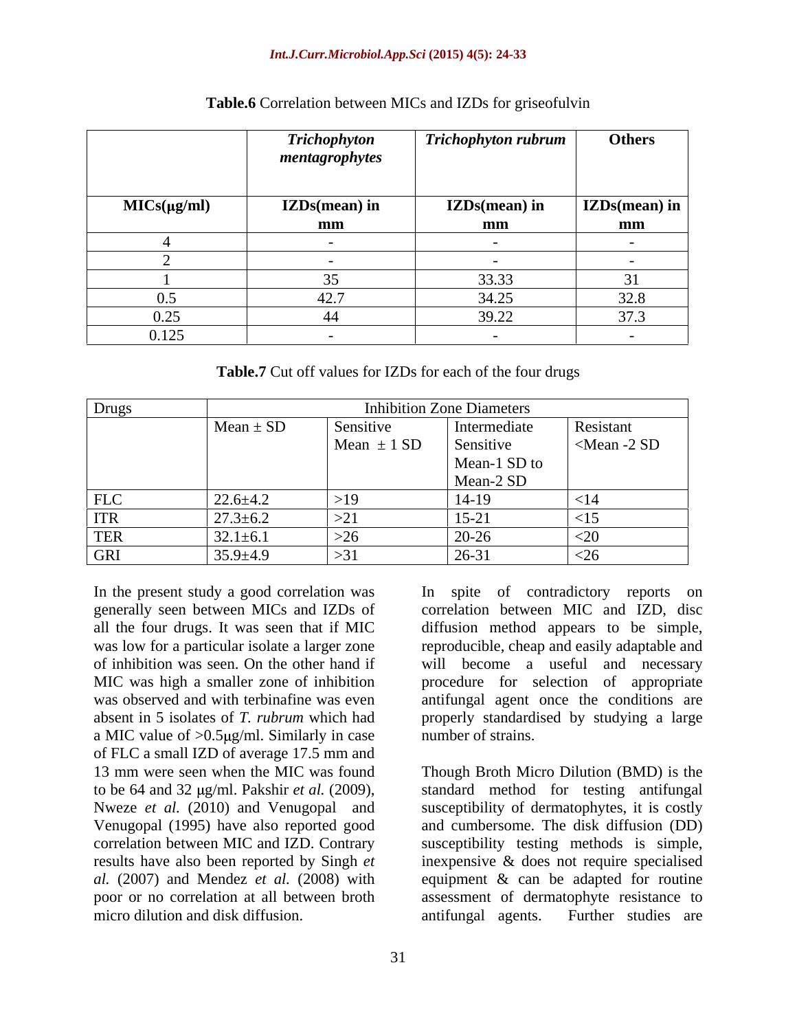**Table.6** Correlation between MICs and IZDs for griseofulvin

| | *Trichophyton mentagrophytes* | *Trichophyton rubrum* | Others |
|---|---|---|---|
| **MICs(μg/ml)** | **IZDs(mean) in mm** | **IZDs(mean) in mm** | **IZDs(mean) in mm** |
| 4 | - | - | - |
| 2 | - | - | - |
| 1 | 35 | 33.33 | 31 |
| 0.5 | 42.7 | 34.25 | 32.8 |
| 0.25 | 44 | 39.22 | 37.3 |
| 0.125 | - | - | - |

**Table.7** Cut off values for IZDs for each of the four drugs

| Drugs | Inhibition Zone Diameters | | | |
|---|---|---|---|---|
| | Mean ± SD | Sensitive Mean ± 1 SD | Intermediate Sensitive Mean-1 SD to Mean-2 SD | Resistant <Mean -2 SD |
| FLC | 22.6±4.2 | >19 | 14-19 | <14 |
| ITR | 27.3±6.2 | >21 | 15-21 | <15 |
| TER | 32.1±6.1 | >26 | 20-26 | <20 |
| GRI | 35.9±4.9 | >31 | 26-31 | <26 |

In the present study a good correlation was generally seen between MICs and IZDs of all the four drugs. It was seen that if MIC was low for a particular isolate a larger zone of inhibition was seen. On the other hand if MIC was high a smaller zone of inhibition was observed and with terbinafine was even absent in 5 isolates of *T. rubrum* which had a MIC value of >0.5μg/ml. Similarly in case of FLC a small IZD of average 17.5 mm and 13 mm were seen when the MIC was found to be 64 and 32 μg/ml. Pakshir *et al.* (2009), Nweze *et al.* (2010) and Venugopal and Venugopal (1995) have also reported good correlation between MIC and IZD. Contrary results have also been reported by Singh *et al.* (2007) and Mendez *et al.* (2008) with poor or no correlation at all between broth micro dilution and disk diffusion.

In spite of contradictory reports on correlation between MIC and IZD, disc diffusion method appears to be simple, reproducible, cheap and easily adaptable and will become a useful and necessary procedure for selection of appropriate antifungal agent once the conditions are properly standardised by studying a large number of strains.

Though Broth Micro Dilution (BMD) is the standard method for testing antifungal susceptibility of dermatophytes, it is costly and cumbersome. The disk diffusion (DD) susceptibility testing methods is simple, inexpensive & does not require specialised equipment & can be adapted for routine assessment of dermatophyte resistance to antifungal agents. Further studies are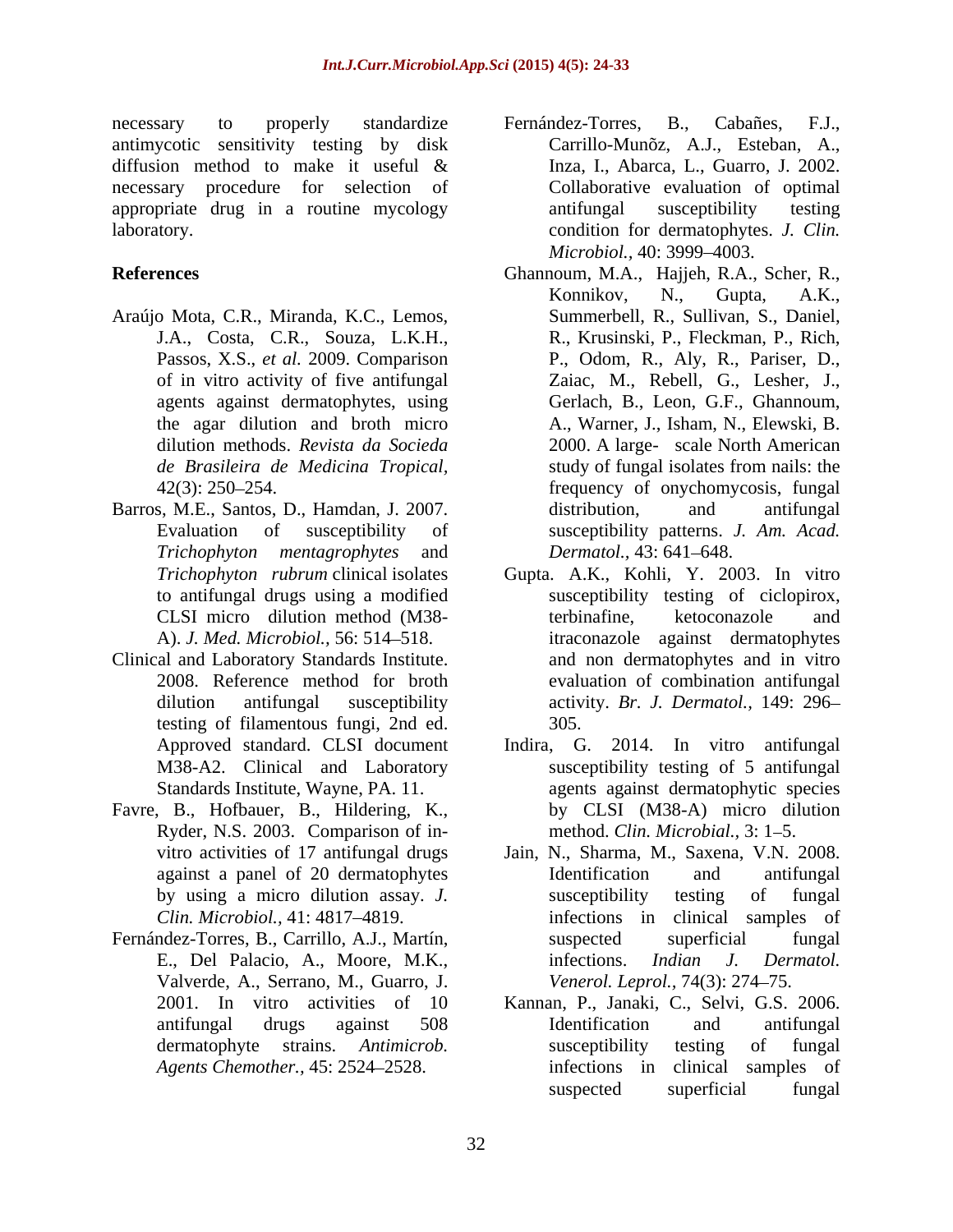necessary to properly standardize antimycotic sensitivity testing by disk diffusion method to make it useful & necessary procedure for selection of appropriate drug in a routine mycology laboratory.

## References

Araújo Mota, C.R., Miranda, K.C., Lemos, J.A., Costa, C.R., Souza, L.K.H., Passos, X.S., *et al.* 2009. Comparison of in vitro activity of five antifungal agents against dermatophytes, using the agar dilution and broth micro dilution methods. *Revista da Socieda de Brasileira de Medicina Tropical*, 42(3): 250–254.

Barros, M.E., Santos, D., Hamdan, J. 2007. Evaluation of susceptibility of *Trichophyton mentagrophytes* and *Trichophyton rubrum* clinical isolates to antifungal drugs using a modified CLSI micro dilution method (M38-A). *J. Med. Microbiol.,* 56: 514–518.

Clinical and Laboratory Standards Institute. 2008. Reference method for broth dilution antifungal susceptibility testing of filamentous fungi, 2nd ed. Approved standard. CLSI document M38-A2. Clinical and Laboratory Standards Institute, Wayne, PA. 11.

Favre, B., Hofbauer, B., Hildering, K., Ryder, N.S. 2003. Comparison of in-vitro activities of 17 antifungal drugs against a panel of 20 dermatophytes by using a micro dilution assay. *J. Clin. Microbiol.,* 41: 4817–4819.

Fernández-Torres, B., Carrillo, A.J., Martín, E., Del Palacio, A., Moore, M.K., Valverde, A., Serrano, M., Guarro, J. 2001. In vitro activities of 10 antifungal drugs against 508 dermatophyte strains. *Antimicrob. Agents Chemother.,* 45: 2524–2528.

Fernández-Torres, B., Cabañes, F.J., Carrillo-Munõz, A.J., Esteban, A., Inza, I., Abarca, L., Guarro, J. 2002. Collaborative evaluation of optimal antifungal susceptibility testing condition for dermatophytes. *J. Clin. Microbiol.,* 40: 3999–4003.

Ghannoum, M.A., Hajjeh, R.A., Scher, R., Konnikov, N., Gupta, A.K., Summerbell, R., Sullivan, S., Daniel, R., Krusinski, P., Fleckman, P., Rich, P., Odom, R., Aly, R., Pariser, D., Zaiac, M., Rebell, G., Lesher, J., Gerlach, B., Leon, G.F., Ghannoum, A., Warner, J., Isham, N., Elewski, B. 2000. A large- scale North American study of fungal isolates from nails: the frequency of onychomycosis, fungal distribution, and antifungal susceptibility patterns. *J. Am. Acad. Dermatol.,* 43: 641–648.

Gupta. A.K., Kohli, Y. 2003. In vitro susceptibility testing of ciclopirox, terbinafine, ketoconazole and itraconazole against dermatophytes and non dermatophytes and in vitro evaluation of combination antifungal activity. *Br. J. Dermatol.,* 149: 296–305.

Indira, G. 2014. In vitro antifungal susceptibility testing of 5 antifungal agents against dermatophytic species by CLSI (M38-A) micro dilution method. *Clin. Microbial.,* 3: 1–5.

Jain, N., Sharma, M., Saxena, V.N. 2008. Identification and antifungal susceptibility testing of fungal infections in clinical samples of suspected superficial fungal infections. *Indian J. Dermatol. Venerol. Leprol.,* 74(3): 274–75.

Kannan, P., Janaki, C., Selvi, G.S. 2006. Identification and antifungal susceptibility testing of fungal infections in clinical samples of suspected superficial fungal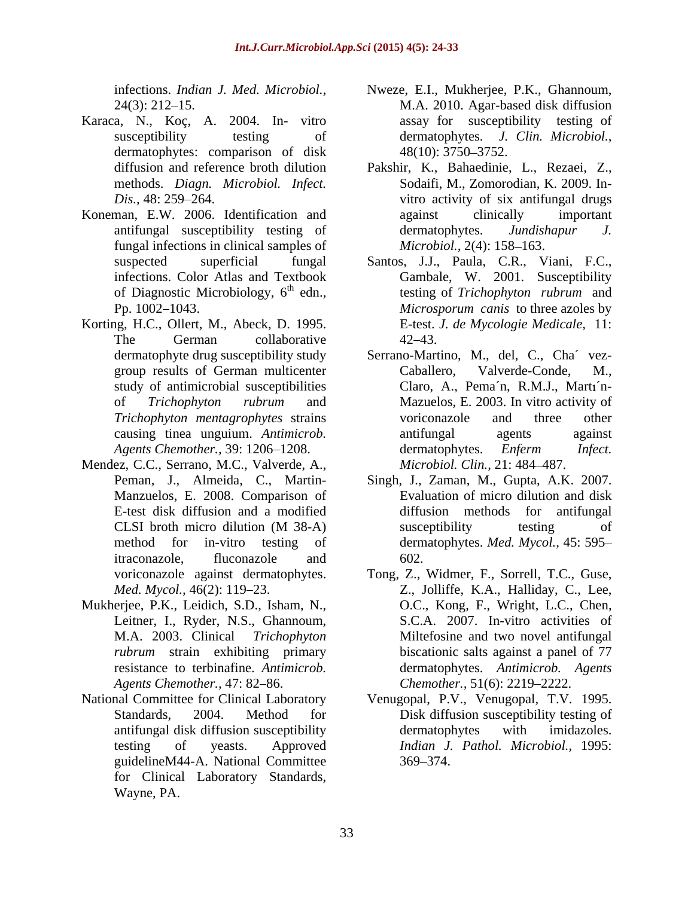infections. *Indian J. Med. Microbiol.,* 24(3): 212–15.

Karaca, N., Koç, A. 2004. In- vitro susceptibility testing of dermatophytes: comparison of disk diffusion and reference broth dilution methods. *Diagn. Microbiol. Infect. Dis.,* 48: 259–264.

Koneman, E.W. 2006. Identification and antifungal susceptibility testing of fungal infections in clinical samples of suspected superficial fungal infections. Color Atlas and Textbook of Diagnostic Microbiology, 6th edn., Pp. 1002–1043.

Korting, H.C., Ollert, M., Abeck, D. 1995. The German collaborative dermatophyte drug susceptibility study group results of German multicenter study of antimicrobial susceptibilities of *Trichophyton rubrum* and *Trichophyton mentagrophytes* strains causing tinea unguium. *Antimicrob. Agents Chemother.,* 39: 1206–1208.

Mendez, C.C., Serrano, M.C., Valverde, A., Peman, J., Almeida, C., Martin-Manzuelos, E. 2008. Comparison of E-test disk diffusion and a modified CLSI broth micro dilution (M 38-A) method for in-vitro testing of itraconazole, fluconazole and voriconazole against dermatophytes. *Med. Mycol.,* 46(2): 119–23.

Mukherjee, P.K., Leidich, S.D., Isham, N., Leitner, I., Ryder, N.S., Ghannoum, M.A. 2003. Clinical *Trichophyton rubrum* strain exhibiting primary resistance to terbinafine. *Antimicrob. Agents Chemother.,* 47: 82–86.

National Committee for Clinical Laboratory Standards, 2004. Method for antifungal disk diffusion susceptibility testing of yeasts. Approved guidelineM44-A. National Committee for Clinical Laboratory Standards, Wayne, PA.

Nweze, E.I., Mukherjee, P.K., Ghannoum, M.A. 2010. Agar-based disk diffusion assay for susceptibility testing of dermatophytes. *J. Clin. Microbiol.,* 48(10): 3750–3752.

Pakshir, K., Bahaedinie, L., Rezaei, Z., Sodaifi, M., Zomorodian, K. 2009. In-vitro activity of six antifungal drugs against clinically important dermatophytes. *Jundishapur J. Microbiol.,* 2(4): 158–163.

Santos, J.J., Paula, C.R., Viani, F.C., Gambale, W. 2001. Susceptibility testing of *Trichophyton rubrum* and *Microsporum canis* to three azoles by E-test. *J. de Mycologie Medicale,* 11: 42–43.

Serrano-Martino, M., del, C., Cha´ vez-Caballero, Valverde-Conde, M., Claro, A., Pema´n, R.M.J., Martı´n-Mazuelos, E. 2003. In vitro activity of voriconazole and three other antifungal agents against dermatophytes. *Enferm Infect. Microbiol. Clin.,* 21: 484–487.

Singh, J., Zaman, M., Gupta, A.K. 2007. Evaluation of micro dilution and disk diffusion methods for antifungal susceptibility testing of dermatophytes. *Med. Mycol.,* 45: 595–602.

Tong, Z., Widmer, F., Sorrell, T.C., Guse, Z., Jolliffe, K.A., Halliday, C., Lee, O.C., Kong, F., Wright, L.C., Chen, S.C.A. 2007. In-vitro activities of Miltefosine and two novel antifungal biscationic salts against a panel of 77 dermatophytes. *Antimicrob. Agents Chemother.,* 51(6): 2219–2222.

Venugopal, P.V., Venugopal, T.V. 1995. Disk diffusion susceptibility testing of dermatophytes with imidazoles. *Indian J. Pathol. Microbiol.,* 1995: 369–374.